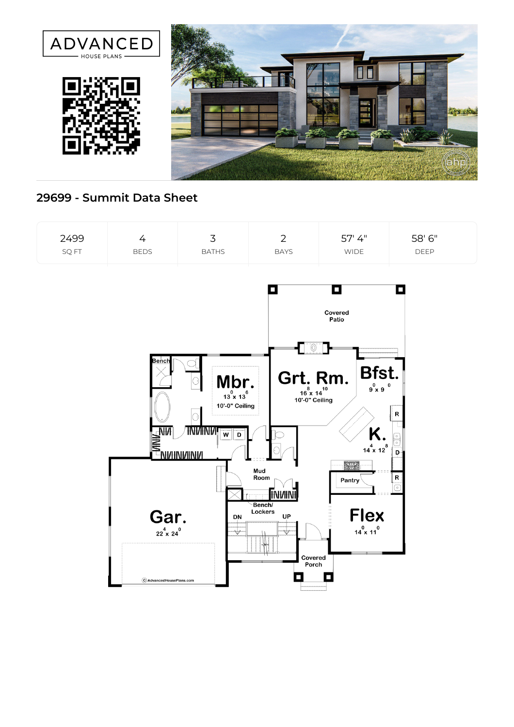ADVANCED HOUSE PLANS

## 29699 - Summit Data Sheet

| 2499 | 4 | 3 | 2 | 57' 4" | 58' 6" |
|---|---|---|---|---|---|
| SQ FT | BEDS | BATHS | BAYS | WIDE | DEEP |

Covered Patio

Mbr. 13⁰ x 13⁶ 10'-0" Ceiling

Grt. Rm. 16⁸ x 14¹⁰ 10'-0" Ceiling

Bfst. 9⁰ x 9⁰

K. 14⁴ x 12⁸

Pantry

Mud Room

Bench/ Lockers

Gar. 22⁴ x 24⁰

Flex 14⁰ x 11⁰

Covered Porch

© AdvancedHousePlans.com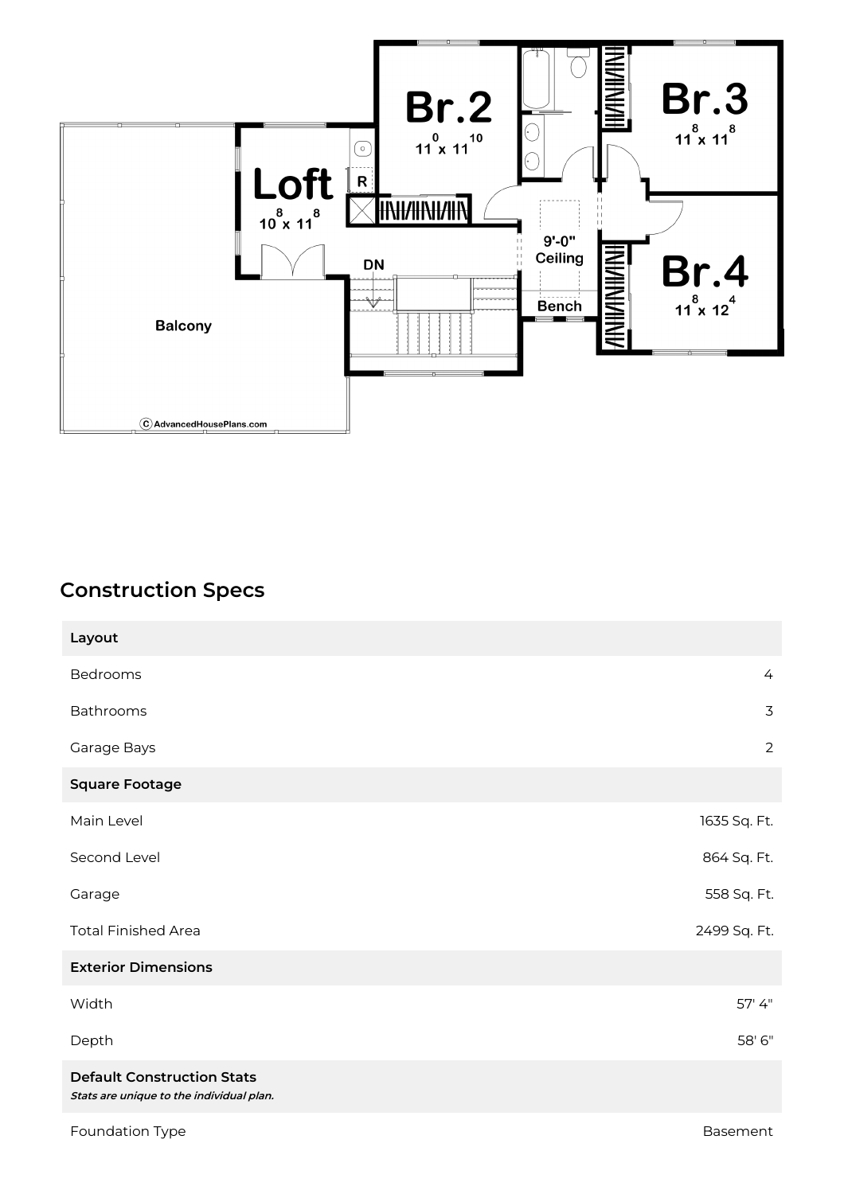## Construction Specs

| Layout | |
|---|---|
| Bedrooms | 4 |
| Bathrooms | 3 |
| Garage Bays | 2 |
| **Square Footage** | |
| Main Level | 1635 Sq. Ft. |
| Second Level | 864 Sq. Ft. |
| Garage | 558 Sq. Ft. |
| Total Finished Area | 2499 Sq. Ft. |
| **Exterior Dimensions** | |
| Width | 57' 4" |
| Depth | 58' 6" |
| **Default Construction Stats** *Stats are unique to the individual plan.* | |
| Foundation Type | Basement |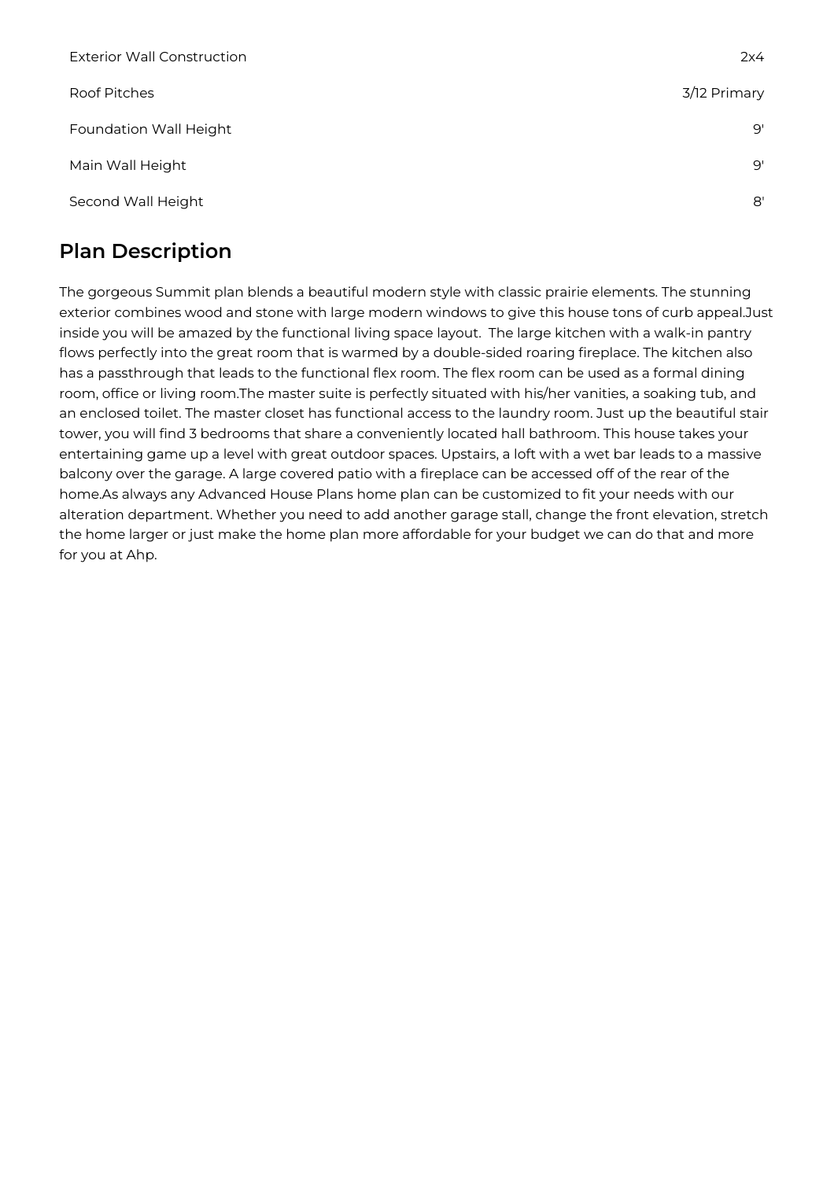| | |
|---|---|
| Exterior Wall Construction | 2x4 |
| Roof Pitches | 3/12 Primary |
| Foundation Wall Height | 9' |
| Main Wall Height | 9' |
| Second Wall Height | 8' |

## Plan Description

The gorgeous Summit plan blends a beautiful modern style with classic prairie elements. The stunning exterior combines wood and stone with large modern windows to give this house tons of curb appeal.Just inside you will be amazed by the functional living space layout.  The large kitchen with a walk-in pantry flows perfectly into the great room that is warmed by a double-sided roaring fireplace. The kitchen also has a passthrough that leads to the functional flex room. The flex room can be used as a formal dining room, office or living room.The master suite is perfectly situated with his/her vanities, a soaking tub, and an enclosed toilet. The master closet has functional access to the laundry room. Just up the beautiful stair tower, you will find 3 bedrooms that share a conveniently located hall bathroom. This house takes your entertaining game up a level with great outdoor spaces. Upstairs, a loft with a wet bar leads to a massive balcony over the garage. A large covered patio with a fireplace can be accessed off of the rear of the home.As always any Advanced House Plans home plan can be customized to fit your needs with our alteration department. Whether you need to add another garage stall, change the front elevation, stretch the home larger or just make the home plan more affordable for your budget we can do that and more for you at Ahp.